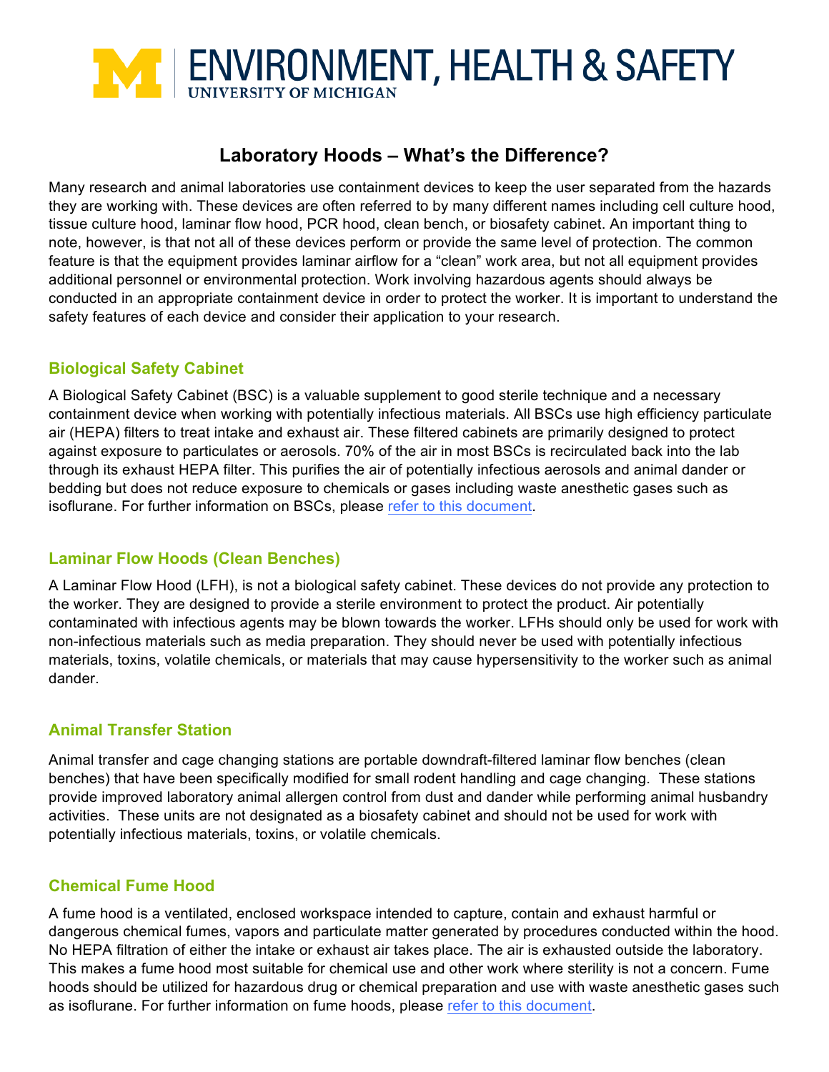# ENVIRONMENT, HEALTH & SAFETY
UNIVERSITY OF MICHIGAN

## Laboratory Hoods – What's the Difference?

Many research and animal laboratories use containment devices to keep the user separated from the hazards they are working with. These devices are often referred to by many different names including cell culture hood, tissue culture hood, laminar flow hood, PCR hood, clean bench, or biosafety cabinet. An important thing to note, however, is that not all of these devices perform or provide the same level of protection. The common feature is that the equipment provides laminar airflow for a "clean" work area, but not all equipment provides additional personnel or environmental protection. Work involving hazardous agents should always be conducted in an appropriate containment device in order to protect the worker. It is important to understand the safety features of each device and consider their application to your research.

### Biological Safety Cabinet

A Biological Safety Cabinet (BSC) is a valuable supplement to good sterile technique and a necessary containment device when working with potentially infectious materials. All BSCs use high efficiency particulate air (HEPA) filters to treat intake and exhaust air. These filtered cabinets are primarily designed to protect against exposure to particulates or aerosols. 70% of the air in most BSCs is recirculated back into the lab through its exhaust HEPA filter. This purifies the air of potentially infectious aerosols and animal dander or bedding but does not reduce exposure to chemicals or gases including waste anesthetic gases such as isoflurane. For further information on BSCs, please refer to this document.

### Laminar Flow Hoods (Clean Benches)

A Laminar Flow Hood (LFH), is not a biological safety cabinet. These devices do not provide any protection to the worker. They are designed to provide a sterile environment to protect the product. Air potentially contaminated with infectious agents may be blown towards the worker. LFHs should only be used for work with non-infectious materials such as media preparation. They should never be used with potentially infectious materials, toxins, volatile chemicals, or materials that may cause hypersensitivity to the worker such as animal dander.

### Animal Transfer Station

Animal transfer and cage changing stations are portable downdraft-filtered laminar flow benches (clean benches) that have been specifically modified for small rodent handling and cage changing. These stations provide improved laboratory animal allergen control from dust and dander while performing animal husbandry activities. These units are not designated as a biosafety cabinet and should not be used for work with potentially infectious materials, toxins, or volatile chemicals.

### Chemical Fume Hood

A fume hood is a ventilated, enclosed workspace intended to capture, contain and exhaust harmful or dangerous chemical fumes, vapors and particulate matter generated by procedures conducted within the hood. No HEPA filtration of either the intake or exhaust air takes place. The air is exhausted outside the laboratory. This makes a fume hood most suitable for chemical use and other work where sterility is not a concern. Fume hoods should be utilized for hazardous drug or chemical preparation and use with waste anesthetic gases such as isoflurane. For further information on fume hoods, please refer to this document.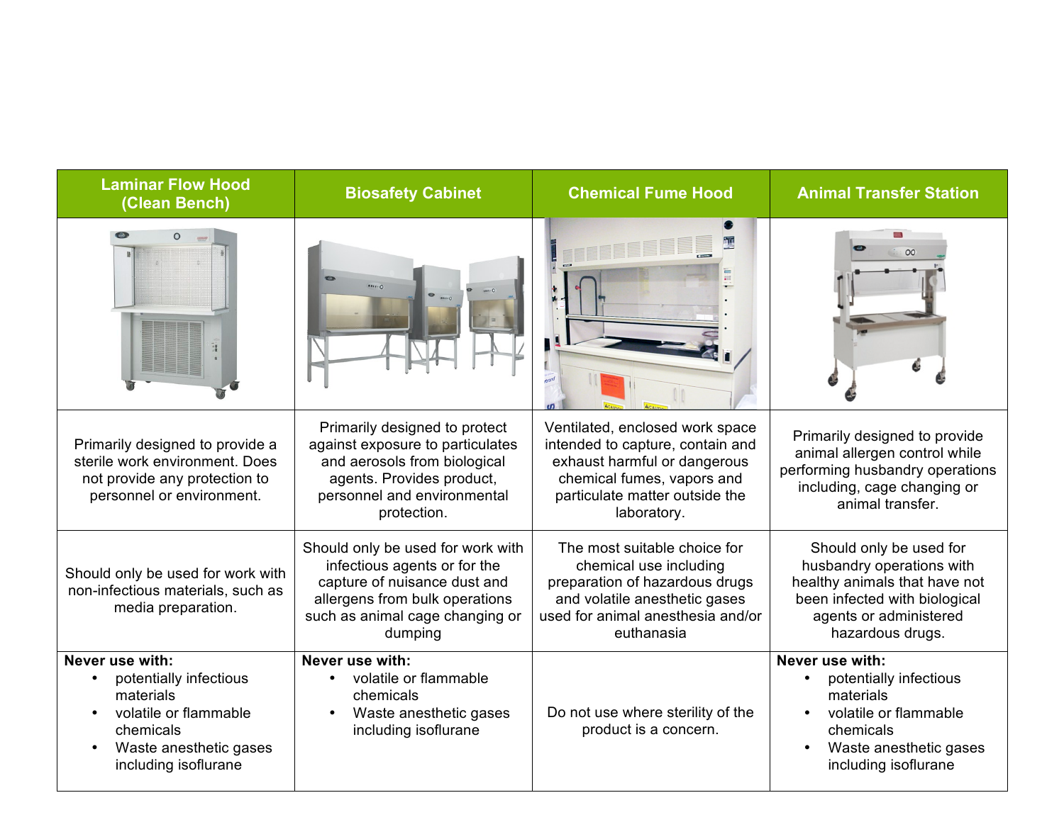| Laminar Flow Hood (Clean Bench) | Biosafety Cabinet | Chemical Fume Hood | Animal Transfer Station |
|---|---|---|---|
| | | | |
| Primarily designed to provide a sterile work environment. Does not provide any protection to personnel or environment. | Primarily designed to protect against exposure to particulates and aerosols from biological agents. Provides product, personnel and environmental protection. | Ventilated, enclosed work space intended to capture, contain and exhaust harmful or dangerous chemical fumes, vapors and particulate matter outside the laboratory. | Primarily designed to provide animal allergen control while performing husbandry operations including, cage changing or animal transfer. |
| Should only be used for work with non-infectious materials, such as media preparation. | Should only be used for work with infectious agents or for the capture of nuisance dust and allergens from bulk operations such as animal cage changing or dumping | The most suitable choice for chemical use including preparation of hazardous drugs and volatile anesthetic gases used for animal anesthesia and/or euthanasia | Should only be used for husbandry operations with healthy animals that have not been infected with biological agents or administered hazardous drugs. |
| **Never use with:**<br>• potentially infectious materials<br>• volatile or flammable chemicals<br>• Waste anesthetic gases including isoflurane | **Never use with:**<br>• volatile or flammable chemicals<br>• Waste anesthetic gases including isoflurane | Do not use where sterility of the product is a concern. | **Never use with:**<br>• potentially infectious materials<br>• volatile or flammable chemicals<br>• Waste anesthetic gases including isoflurane |